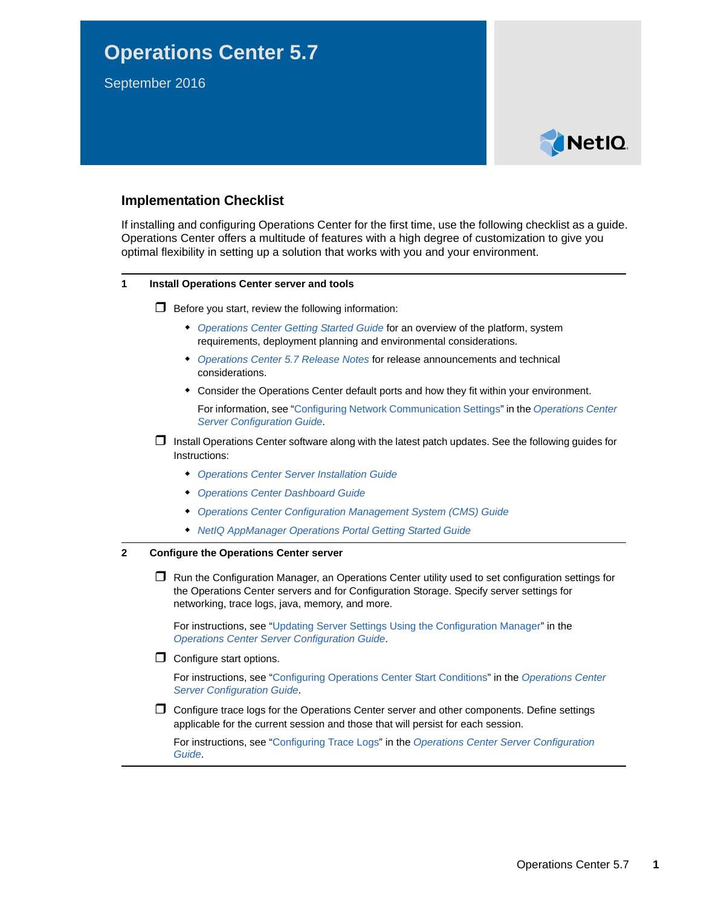# Operations Center 5.7

September 2016

## Implementation Checklist

If installing and configuring Operations Center for the first time, use the following checklist as a guide. Operations Center offers a multitude of features with a high degree of customization to give you optimal flexibility in setting up a solution that works with you and your environment.

### 1 Install Operations Center server and tools

- [ ] Before you start, review the following information:
  - *Operations Center Getting Started Guide* for an overview of the platform, system requirements, deployment planning and environmental considerations.
  - *Operations Center 5.7 Release Notes* for release announcements and technical considerations.
  - Consider the Operations Center default ports and how they fit within your environment.

    For information, see "Configuring Network Communication Settings" in the *Operations Center Server Configuration Guide*.
- [ ] Install Operations Center software along with the latest patch updates. See the following guides for Instructions:
  - *Operations Center Server Installation Guide*
  - *Operations Center Dashboard Guide*
  - *Operations Center Configuration Management System (CMS) Guide*
  - *NetIQ AppManager Operations Portal Getting Started Guide*

### 2 Configure the Operations Center server

- [ ] Run the Configuration Manager, an Operations Center utility used to set configuration settings for the Operations Center servers and for Configuration Storage. Specify server settings for networking, trace logs, java, memory, and more.

  For instructions, see "Updating Server Settings Using the Configuration Manager" in the *Operations Center Server Configuration Guide*.
- [ ] Configure start options.

  For instructions, see "Configuring Operations Center Start Conditions" in the *Operations Center Server Configuration Guide*.
- [ ] Configure trace logs for the Operations Center server and other components. Define settings applicable for the current session and those that will persist for each session.

  For instructions, see "Configuring Trace Logs" in the *Operations Center Server Configuration Guide*.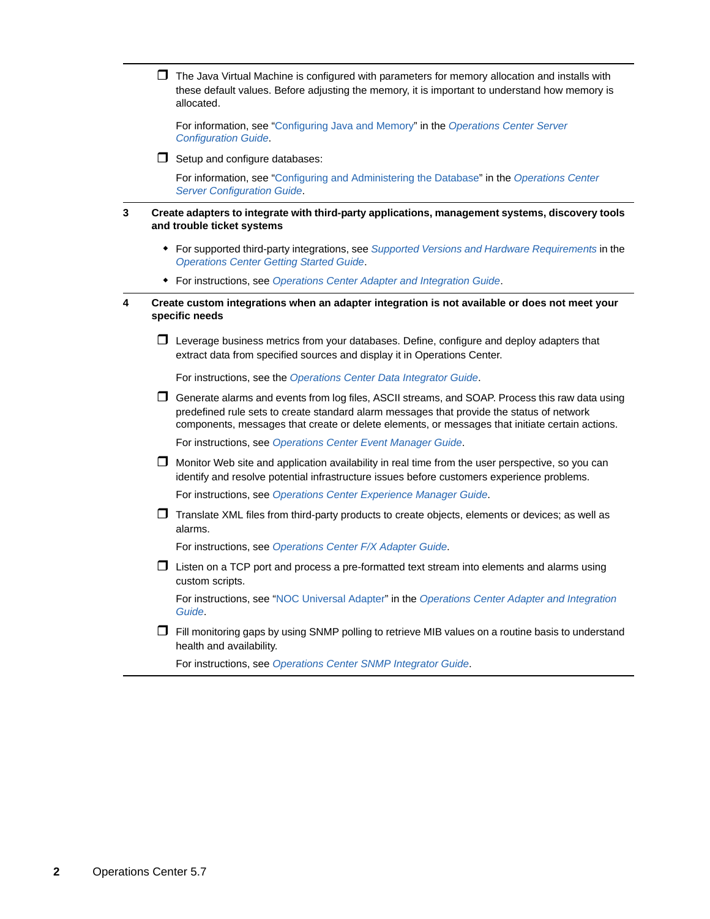- ❐ The Java Virtual Machine is configured with parameters for memory allocation and installs with these default values. Before adjusting the memory, it is important to understand how memory is allocated.

  For information, see “Configuring Java and Memory” in the *Operations Center Server Configuration Guide*.

- ❐ Setup and configure databases:

  For information, see “Configuring and Administering the Database” in the *Operations Center Server Configuration Guide*.

**3 Create adapters to integrate with third-party applications, management systems, discovery tools and trouble ticket systems**

- For supported third-party integrations, see *Supported Versions and Hardware Requirements* in the *Operations Center Getting Started Guide*.
- For instructions, see *Operations Center Adapter and Integration Guide*.

**4 Create custom integrations when an adapter integration is not available or does not meet your specific needs**

- ❐ Leverage business metrics from your databases. Define, configure and deploy adapters that extract data from specified sources and display it in Operations Center.

  For instructions, see the *Operations Center Data Integrator Guide*.

- ❐ Generate alarms and events from log files, ASCII streams, and SOAP. Process this raw data using predefined rule sets to create standard alarm messages that provide the status of network components, messages that create or delete elements, or messages that initiate certain actions.

  For instructions, see *Operations Center Event Manager Guide*.

- ❐ Monitor Web site and application availability in real time from the user perspective, so you can identify and resolve potential infrastructure issues before customers experience problems.

  For instructions, see *Operations Center Experience Manager Guide*.

- ❐ Translate XML files from third-party products to create objects, elements or devices; as well as alarms.

  For instructions, see *Operations Center F/X Adapter Guide*.

- ❐ Listen on a TCP port and process a pre-formatted text stream into elements and alarms using custom scripts.

  For instructions, see “NOC Universal Adapter” in the *Operations Center Adapter and Integration Guide*.

- ❐ Fill monitoring gaps by using SNMP polling to retrieve MIB values on a routine basis to understand health and availability.

  For instructions, see *Operations Center SNMP Integrator Guide*.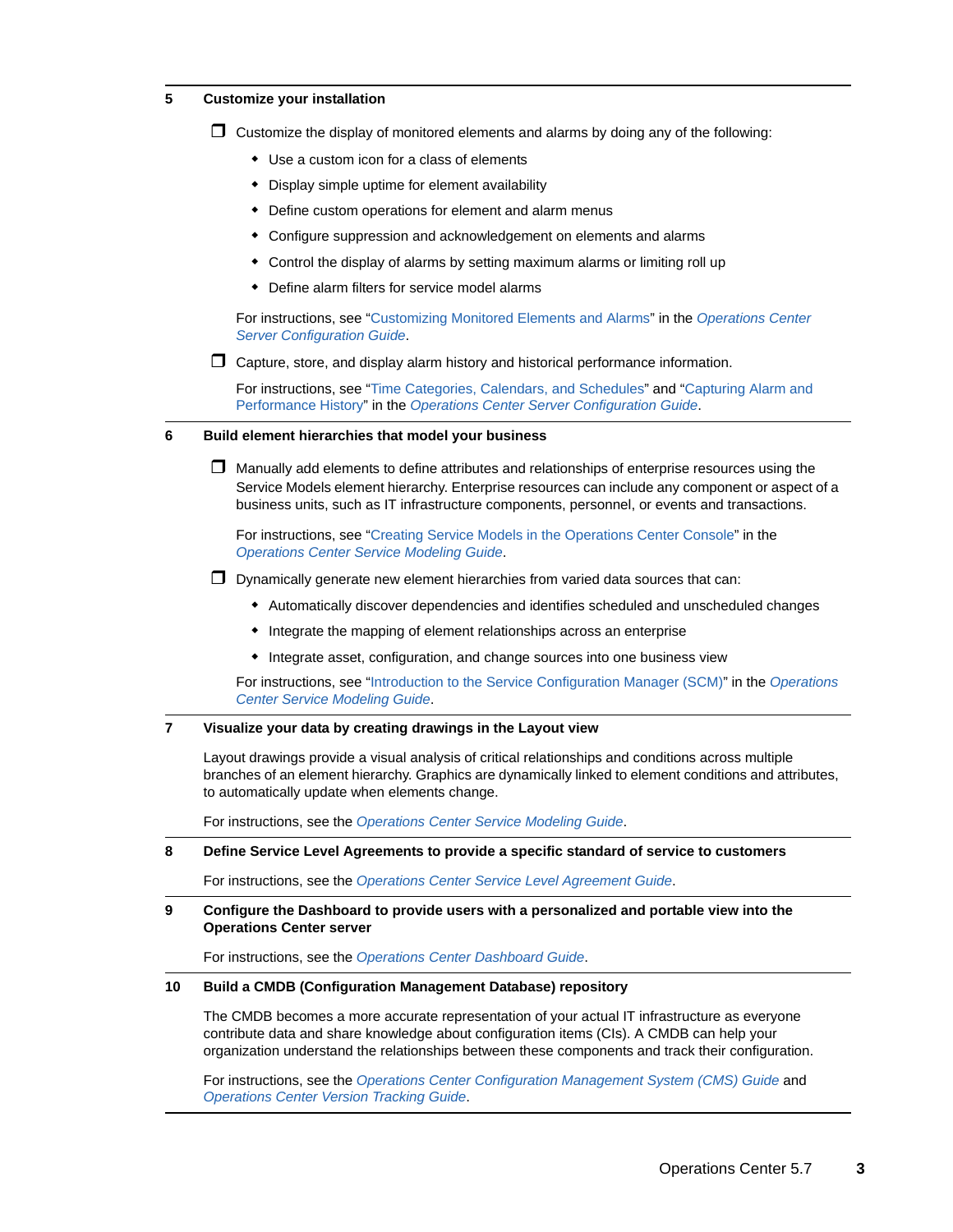## 5 Customize your installation

- ❒ Customize the display of monitored elements and alarms by doing any of the following:
  - Use a custom icon for a class of elements
  - Display simple uptime for element availability
  - Define custom operations for element and alarm menus
  - Configure suppression and acknowledgement on elements and alarms
  - Control the display of alarms by setting maximum alarms or limiting roll up
  - Define alarm filters for service model alarms

  For instructions, see "Customizing Monitored Elements and Alarms" in the *Operations Center Server Configuration Guide*.

- ❒ Capture, store, and display alarm history and historical performance information.

  For instructions, see "Time Categories, Calendars, and Schedules" and "Capturing Alarm and Performance History" in the *Operations Center Server Configuration Guide*.

## 6 Build element hierarchies that model your business

- ❒ Manually add elements to define attributes and relationships of enterprise resources using the Service Models element hierarchy. Enterprise resources can include any component or aspect of a business units, such as IT infrastructure components, personnel, or events and transactions.

  For instructions, see "Creating Service Models in the Operations Center Console" in the *Operations Center Service Modeling Guide*.

- ❒ Dynamically generate new element hierarchies from varied data sources that can:
  - Automatically discover dependencies and identifies scheduled and unscheduled changes
  - Integrate the mapping of element relationships across an enterprise
  - Integrate asset, configuration, and change sources into one business view

  For instructions, see "Introduction to the Service Configuration Manager (SCM)" in the *Operations Center Service Modeling Guide*.

## 7 Visualize your data by creating drawings in the Layout view

Layout drawings provide a visual analysis of critical relationships and conditions across multiple branches of an element hierarchy. Graphics are dynamically linked to element conditions and attributes, to automatically update when elements change.

For instructions, see the *Operations Center Service Modeling Guide*.

## 8 Define Service Level Agreements to provide a specific standard of service to customers

For instructions, see the *Operations Center Service Level Agreement Guide*.

## 9 Configure the Dashboard to provide users with a personalized and portable view into the Operations Center server

For instructions, see the *Operations Center Dashboard Guide*.

## 10 Build a CMDB (Configuration Management Database) repository

The CMDB becomes a more accurate representation of your actual IT infrastructure as everyone contribute data and share knowledge about configuration items (CIs). A CMDB can help your organization understand the relationships between these components and track their configuration.

For instructions, see the *Operations Center Configuration Management System (CMS) Guide* and *Operations Center Version Tracking Guide*.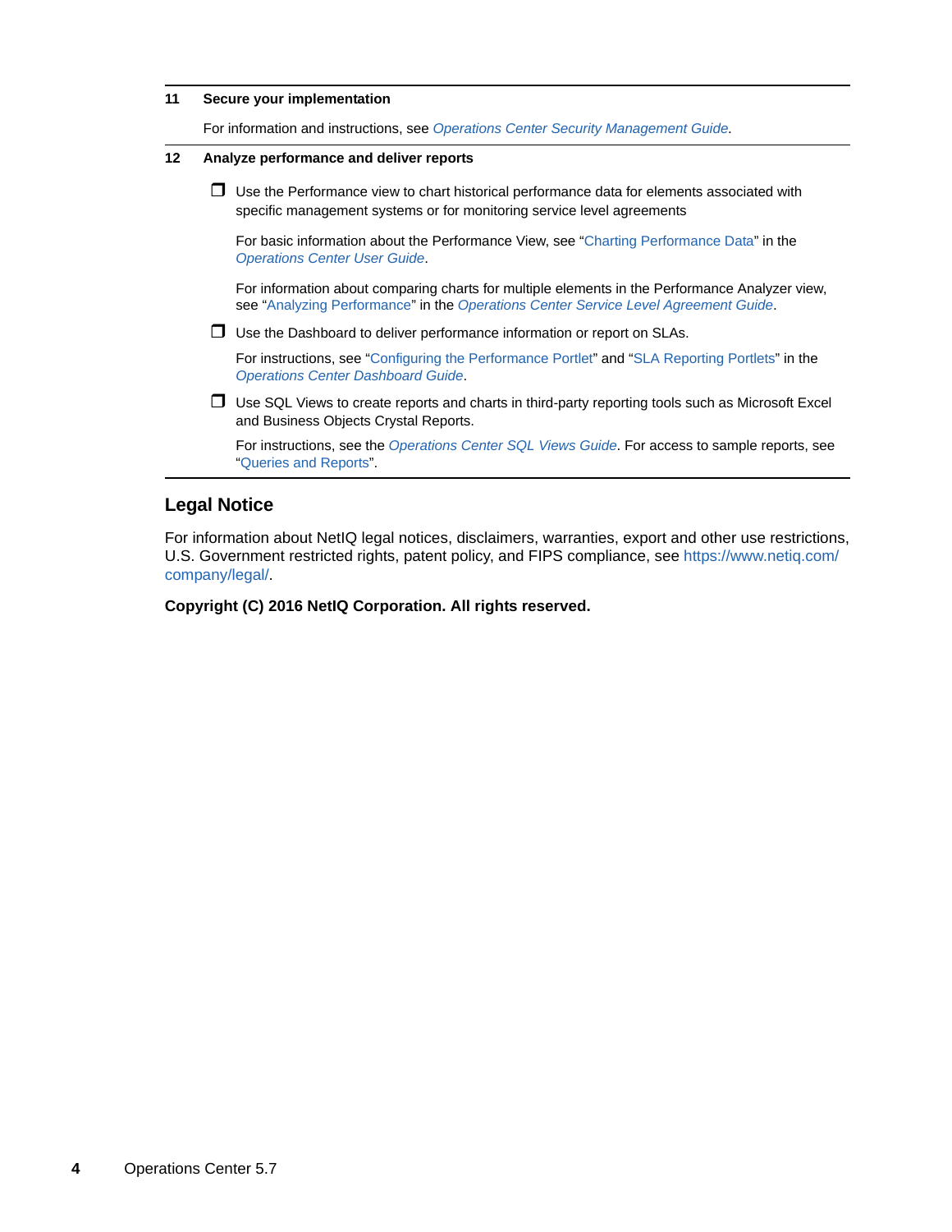**11 Secure your implementation**

For information and instructions, see *Operations Center Security Management Guide*.

**12 Analyze performance and deliver reports**

- ❒ Use the Performance view to chart historical performance data for elements associated with specific management systems or for monitoring service level agreements

  For basic information about the Performance View, see "Charting Performance Data" in the *Operations Center User Guide*.

  For information about comparing charts for multiple elements in the Performance Analyzer view, see "Analyzing Performance" in the *Operations Center Service Level Agreement Guide*.

- ❒ Use the Dashboard to deliver performance information or report on SLAs.

  For instructions, see "Configuring the Performance Portlet" and "SLA Reporting Portlets" in the *Operations Center Dashboard Guide*.

- ❒ Use SQL Views to create reports and charts in third-party reporting tools such as Microsoft Excel and Business Objects Crystal Reports.

  For instructions, see the *Operations Center SQL Views Guide*. For access to sample reports, see "Queries and Reports".

## Legal Notice

For information about NetIQ legal notices, disclaimers, warranties, export and other use restrictions, U.S. Government restricted rights, patent policy, and FIPS compliance, see https://www.netiq.com/company/legal/.

**Copyright (C) 2016 NetIQ Corporation. All rights reserved.**